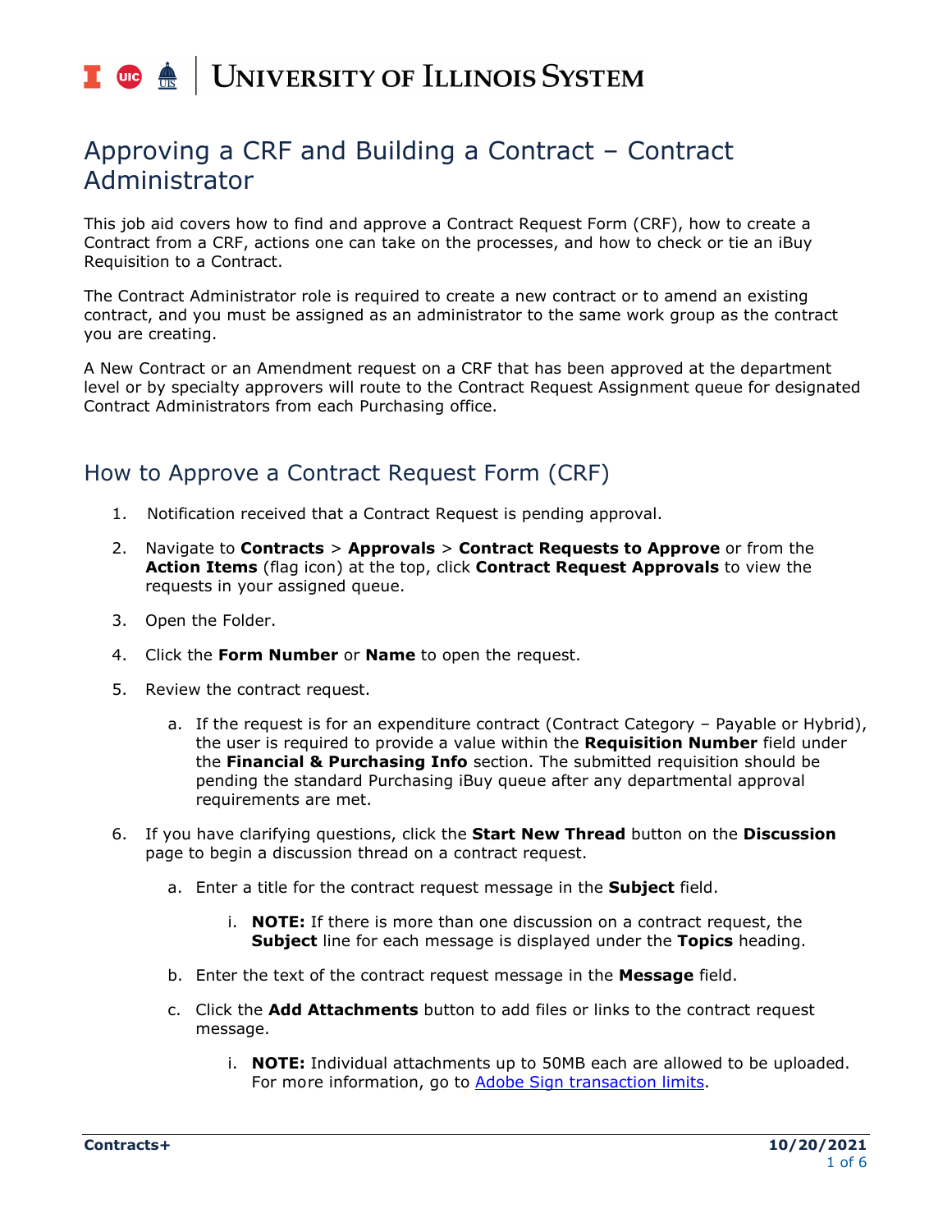# Approving a CRF and Building a Contract – Contract Administrator

This job aid covers how to find and approve a Contract Request Form (CRF), how to create a Contract from a CRF, actions one can take on the processes, and how to check or tie an iBuy Requisition to a Contract.

The Contract Administrator role is required to create a new contract or to amend an existing contract, and you must be assigned as an administrator to the same work group as the contract you are creating.

A New Contract or an Amendment request on a CRF that has been approved at the department level or by specialty approvers will route to the Contract Request Assignment queue for designated Contract Administrators from each Purchasing office.

## How to Approve a Contract Request Form (CRF)

1. Notification received that a Contract Request is pending approval.
2. Navigate to **Contracts** > **Approvals** > **Contract Requests to Approve** or from the **Action Items** (flag icon) at the top, click **Contract Request Approvals** to view the requests in your assigned queue.
3. Open the Folder.
4. Click the **Form Number** or **Name** to open the request.
5. Review the contract request.
    a. If the request is for an expenditure contract (Contract Category – Payable or Hybrid), the user is required to provide a value within the **Requisition Number** field under the **Financial & Purchasing Info** section. The submitted requisition should be pending the standard Purchasing iBuy queue after any departmental approval requirements are met.
6. If you have clarifying questions, click the **Start New Thread** button on the **Discussion** page to begin a discussion thread on a contract request.
    a. Enter a title for the contract request message in the **Subject** field.
        i. **NOTE:** If there is more than one discussion on a contract request, the **Subject** line for each message is displayed under the **Topics** heading.
    b. Enter the text of the contract request message in the **Message** field.
    c. Click the **Add Attachments** button to add files or links to the contract request message.
        i. **NOTE:** Individual attachments up to 50MB each are allowed to be uploaded. For more information, go to [Adobe Sign transaction limits](Adobe Sign transaction limits).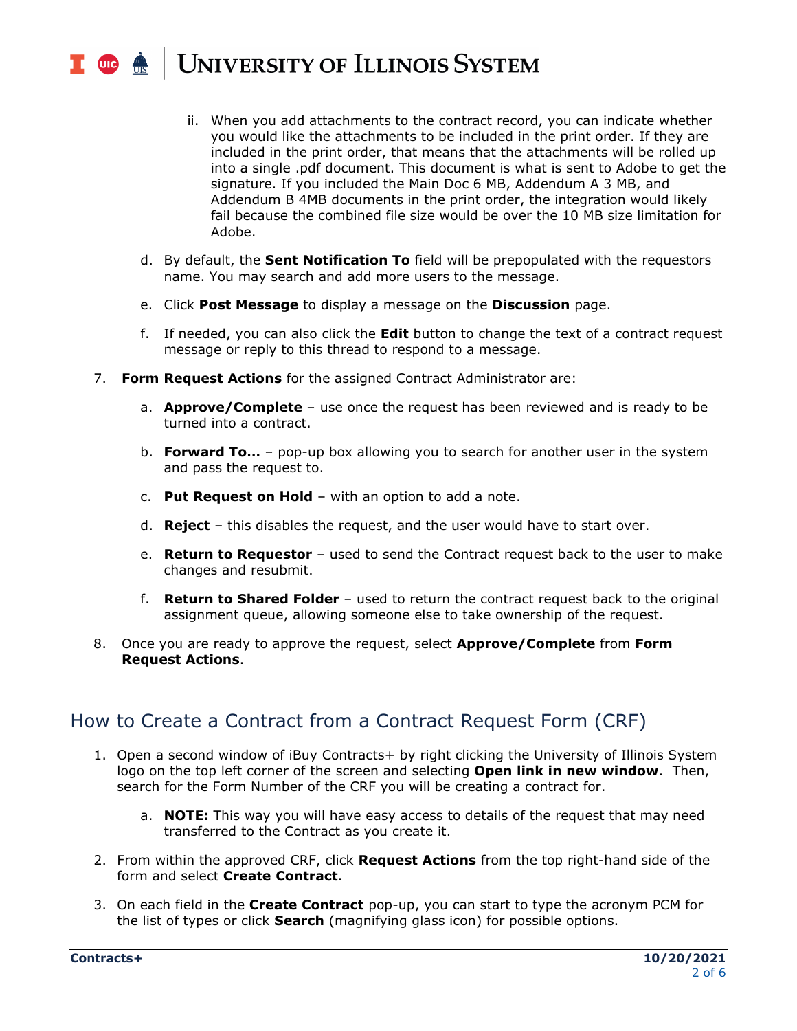ii. When you add attachments to the contract record, you can indicate whether you would like the attachments to be included in the print order. If they are included in the print order, that means that the attachments will be rolled up into a single .pdf document. This document is what is sent to Adobe to get the signature. If you included the Main Doc 6 MB, Addendum A 3 MB, and Addendum B 4MB documents in the print order, the integration would likely fail because the combined file size would be over the 10 MB size limitation for Adobe.

d. By default, the **Sent Notification To** field will be prepopulated with the requestors name. You may search and add more users to the message.

e. Click **Post Message** to display a message on the **Discussion** page.

f. If needed, you can also click the **Edit** button to change the text of a contract request message or reply to this thread to respond to a message.

7. **Form Request Actions** for the assigned Contract Administrator are:

   a. **Approve/Complete** – use once the request has been reviewed and is ready to be turned into a contract.

   b. **Forward To…** – pop-up box allowing you to search for another user in the system and pass the request to.

   c. **Put Request on Hold** – with an option to add a note.

   d. **Reject** – this disables the request, and the user would have to start over.

   e. **Return to Requestor** – used to send the Contract request back to the user to make changes and resubmit.

   f. **Return to Shared Folder** – used to return the contract request back to the original assignment queue, allowing someone else to take ownership of the request.

8. Once you are ready to approve the request, select **Approve/Complete** from **Form Request Actions**.

## How to Create a Contract from a Contract Request Form (CRF)

1. Open a second window of iBuy Contracts+ by right clicking the University of Illinois System logo on the top left corner of the screen and selecting **Open link in new window**. Then, search for the Form Number of the CRF you will be creating a contract for.

   a. **NOTE:** This way you will have easy access to details of the request that may need transferred to the Contract as you create it.

2. From within the approved CRF, click **Request Actions** from the top right-hand side of the form and select **Create Contract**.

3. On each field in the **Create Contract** pop-up, you can start to type the acronym PCM for the list of types or click **Search** (magnifying glass icon) for possible options.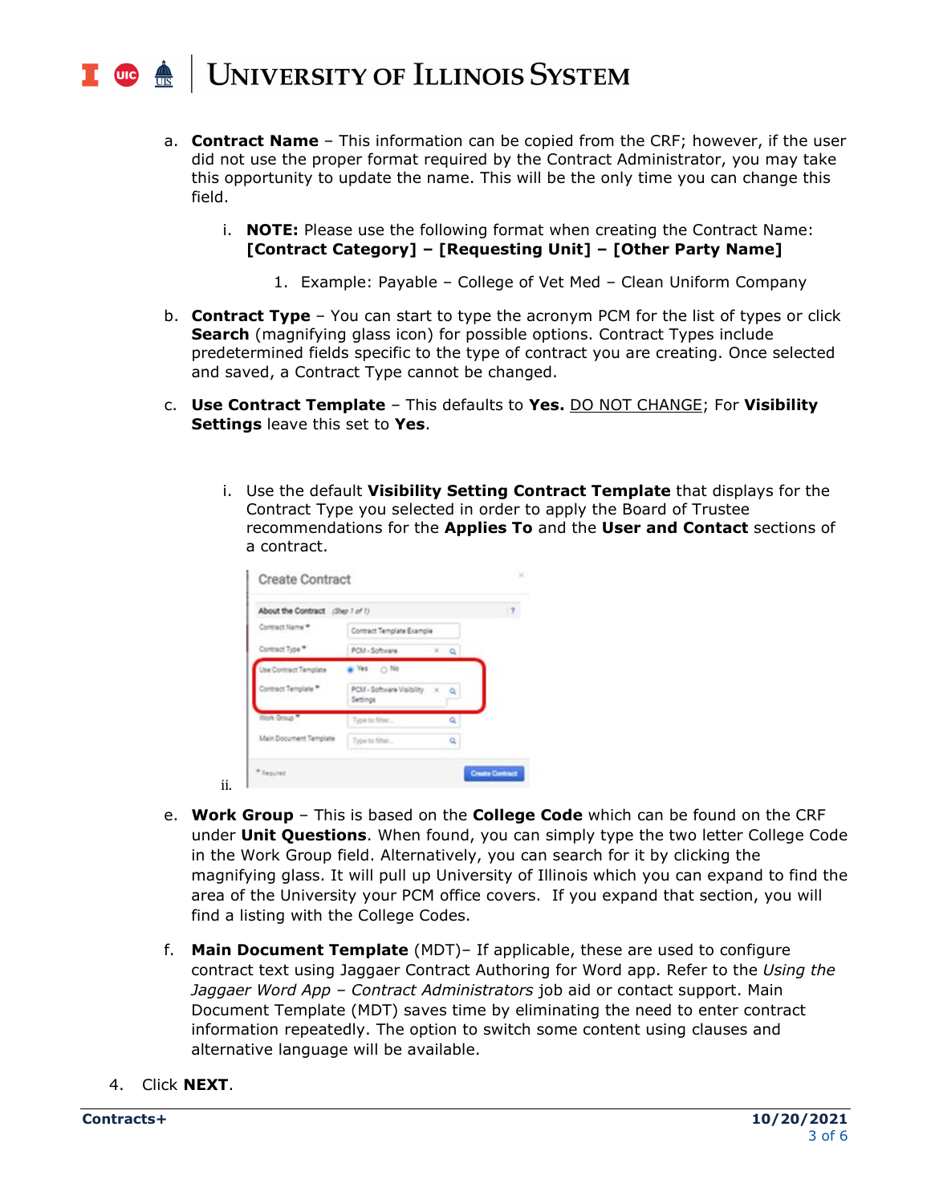a. **Contract Name** – This information can be copied from the CRF; however, if the user did not use the proper format required by the Contract Administrator, you may take this opportunity to update the name. This will be the only time you can change this field.

   i. **NOTE:** Please use the following format when creating the Contract Name: **[Contract Category] – [Requesting Unit] – [Other Party Name]**

      1. Example: Payable – College of Vet Med – Clean Uniform Company

b. **Contract Type** – You can start to type the acronym PCM for the list of types or click **Search** (magnifying glass icon) for possible options. Contract Types include predetermined fields specific to the type of contract you are creating. Once selected and saved, a Contract Type cannot be changed.

c. **Use Contract Template** – This defaults to **Yes.** DO NOT CHANGE; For **Visibility Settings** leave this set to **Yes**.

   i. Use the default **Visibility Setting Contract Template** that displays for the Contract Type you selected in order to apply the Board of Trustee recommendations for the **Applies To** and the **User and Contact** sections of a contract.

   ii.

e. **Work Group** – This is based on the **College Code** which can be found on the CRF under **Unit Questions**. When found, you can simply type the two letter College Code in the Work Group field. Alternatively, you can search for it by clicking the magnifying glass. It will pull up University of Illinois which you can expand to find the area of the University your PCM office covers. If you expand that section, you will find a listing with the College Codes.

f. **Main Document Template** (MDT)– If applicable, these are used to configure contract text using Jaggaer Contract Authoring for Word app. Refer to the *Using the Jaggaer Word App – Contract Administrators* job aid or contact support. Main Document Template (MDT) saves time by eliminating the need to enter contract information repeatedly. The option to switch some content using clauses and alternative language will be available.

4. Click **NEXT**.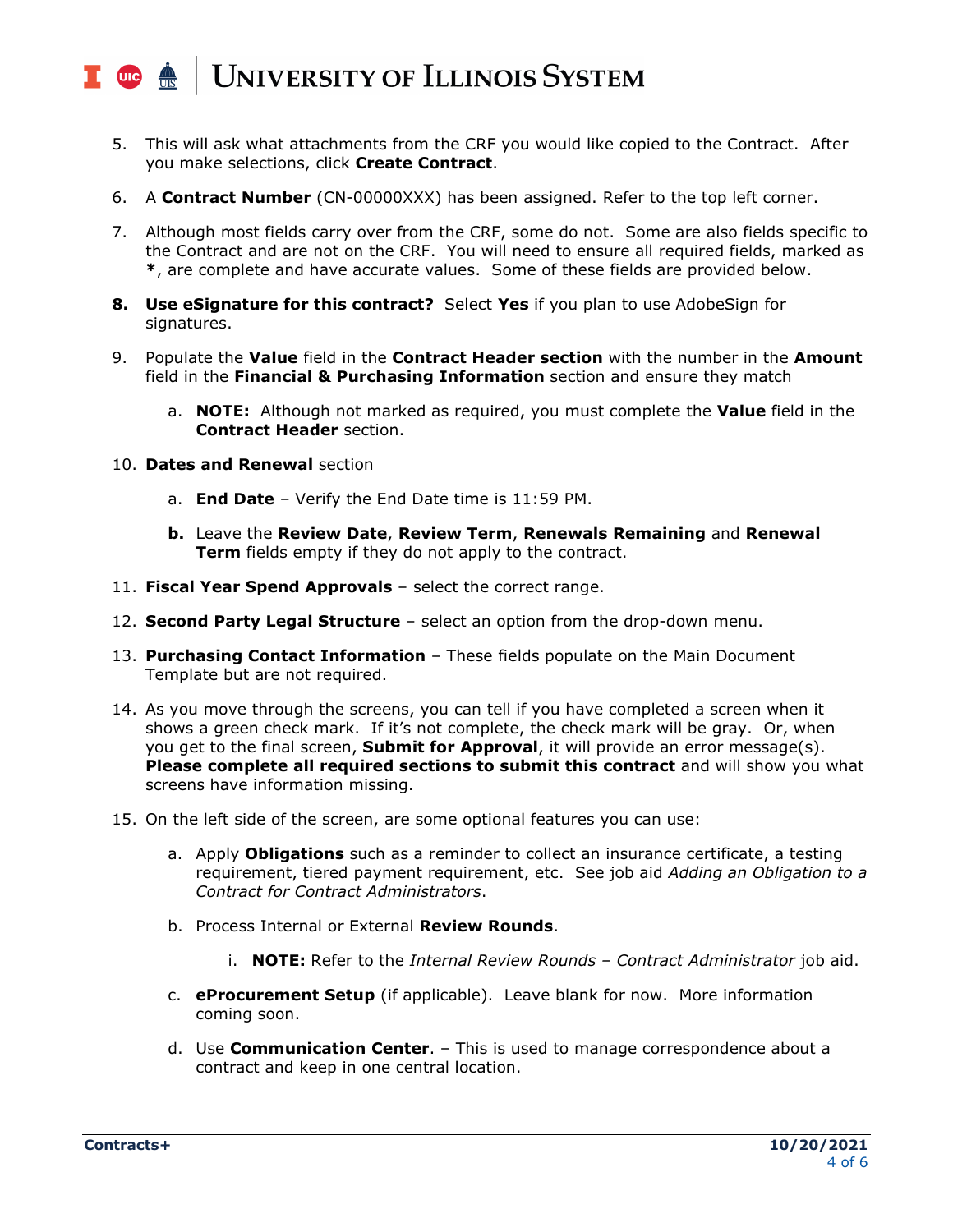5. This will ask what attachments from the CRF you would like copied to the Contract. After you make selections, click **Create Contract**.

6. A **Contract Number** (CN-00000XXX) has been assigned. Refer to the top left corner.

7. Although most fields carry over from the CRF, some do not. Some are also fields specific to the Contract and are not on the CRF. You will need to ensure all required fields, marked as **\***, are complete and have accurate values. Some of these fields are provided below.

8. **Use eSignature for this contract?** Select **Yes** if you plan to use AdobeSign for signatures.

9. Populate the **Value** field in the **Contract Header section** with the number in the **Amount** field in the **Financial & Purchasing Information** section and ensure they match

   a. **NOTE:** Although not marked as required, you must complete the **Value** field in the **Contract Header** section.

10. **Dates and Renewal** section

    a. **End Date** – Verify the End Date time is 11:59 PM.

    b. Leave the **Review Date**, **Review Term**, **Renewals Remaining** and **Renewal Term** fields empty if they do not apply to the contract.

11. **Fiscal Year Spend Approvals** – select the correct range.

12. **Second Party Legal Structure** – select an option from the drop-down menu.

13. **Purchasing Contact Information** – These fields populate on the Main Document Template but are not required.

14. As you move through the screens, you can tell if you have completed a screen when it shows a green check mark. If it's not complete, the check mark will be gray. Or, when you get to the final screen, **Submit for Approval**, it will provide an error message(s). **Please complete all required sections to submit this contract** and will show you what screens have information missing.

15. On the left side of the screen, are some optional features you can use:

    a. Apply **Obligations** such as a reminder to collect an insurance certificate, a testing requirement, tiered payment requirement, etc. See job aid *Adding an Obligation to a Contract for Contract Administrators*.

    b. Process Internal or External **Review Rounds**.

       i. **NOTE:** Refer to the *Internal Review Rounds – Contract Administrator* job aid.

    c. **eProcurement Setup** (if applicable). Leave blank for now. More information coming soon.

    d. Use **Communication Center**. – This is used to manage correspondence about a contract and keep in one central location.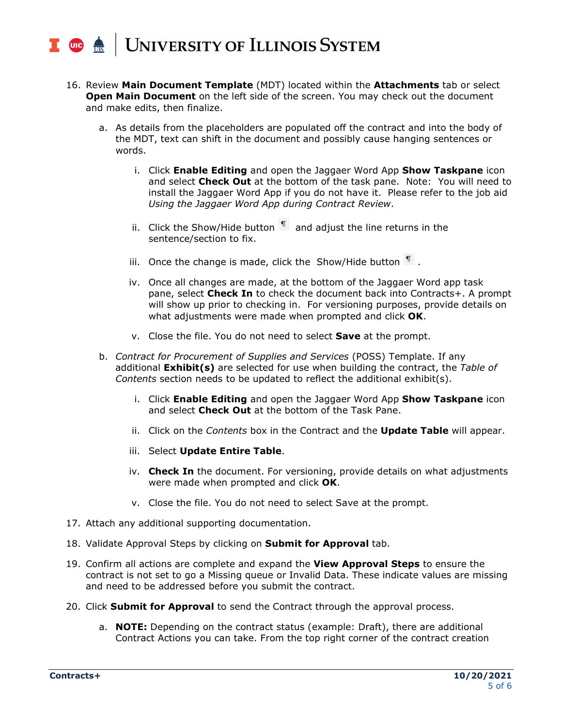16. Review **Main Document Template** (MDT) located within the **Attachments** tab or select **Open Main Document** on the left side of the screen. You may check out the document and make edits, then finalize.

    a. As details from the placeholders are populated off the contract and into the body of the MDT, text can shift in the document and possibly cause hanging sentences or words.

        i. Click **Enable Editing** and open the Jaggaer Word App **Show Taskpane** icon and select **Check Out** at the bottom of the task pane. Note: You will need to install the Jaggaer Word App if you do not have it. Please refer to the job aid *Using the Jaggaer Word App during Contract Review*.

        ii. Click the Show/Hide button ¶ and adjust the line returns in the sentence/section to fix.

        iii. Once the change is made, click the Show/Hide button ¶ .

        iv. Once all changes are made, at the bottom of the Jaggaer Word app task pane, select **Check In** to check the document back into Contracts+. A prompt will show up prior to checking in. For versioning purposes, provide details on what adjustments were made when prompted and click **OK**.

        v. Close the file. You do not need to select **Save** at the prompt.

    b. *Contract for Procurement of Supplies and Services* (POSS) Template. If any additional **Exhibit(s)** are selected for use when building the contract, the *Table of Contents* section needs to be updated to reflect the additional exhibit(s).

        i. Click **Enable Editing** and open the Jaggaer Word App **Show Taskpane** icon and select **Check Out** at the bottom of the Task Pane.

        ii. Click on the *Contents* box in the Contract and the **Update Table** will appear.

        iii. Select **Update Entire Table**.

        iv. **Check In** the document. For versioning, provide details on what adjustments were made when prompted and click **OK**.

        v. Close the file. You do not need to select Save at the prompt.

17. Attach any additional supporting documentation.

18. Validate Approval Steps by clicking on **Submit for Approval** tab.

19. Confirm all actions are complete and expand the **View Approval Steps** to ensure the contract is not set to go a Missing queue or Invalid Data. These indicate values are missing and need to be addressed before you submit the contract.

20. Click **Submit for Approval** to send the Contract through the approval process.

    a. **NOTE:** Depending on the contract status (example: Draft), there are additional Contract Actions you can take. From the top right corner of the contract creation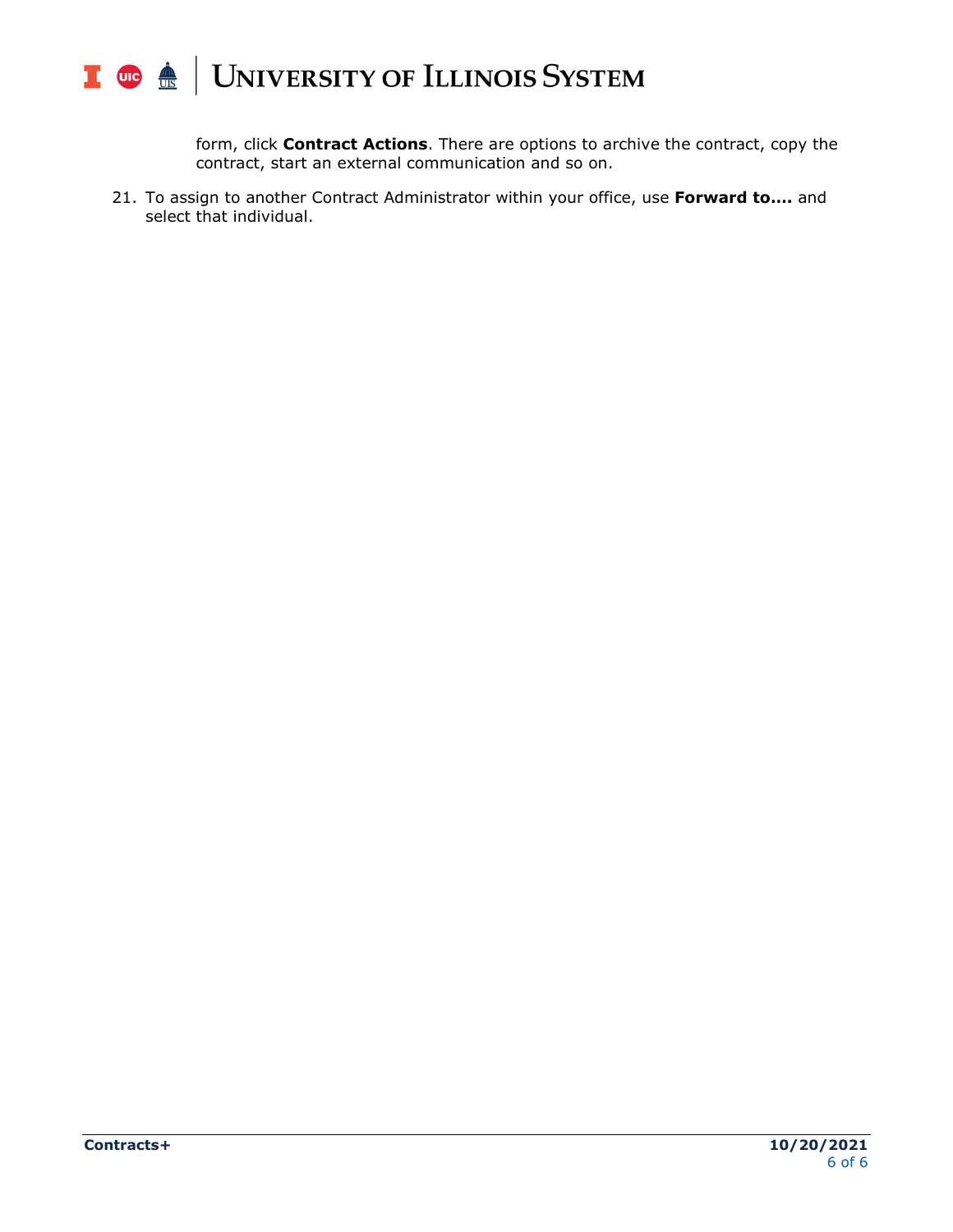form, click **Contract Actions**. There are options to archive the contract, copy the contract, start an external communication and so on.

21. To assign to another Contract Administrator within your office, use **Forward to….** and select that individual.